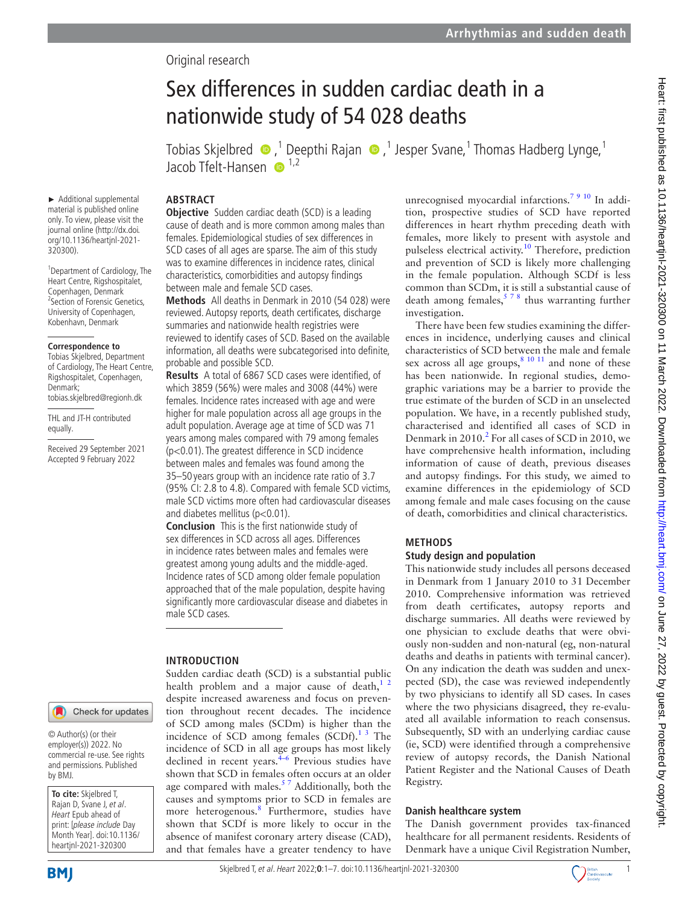Original research

# Sex differences in sudden cardiac death in a nationwide study of 54 028 deaths

Tobias Skjelbred,[1] Deepthi Rajan,[1] Jesper Svane,[1] Thomas Hadberg Lynge,[1] Jacob Tfelt-Hansen[1,2]

► Additional supplemental material is published online only. To view, please visit the journal online (http://dx.doi.org/10.1136/heartjnl-2021-320300).

[1]Department of Cardiology, The Heart Centre, Rigshospitalet, Copenhagen, Denmark
[2]Section of Forensic Genetics, University of Copenhagen, Kobenhavn, Denmark

**Correspondence to**
Tobias Skjelbred, Department of Cardiology, The Heart Centre, Rigshospitalet, Copenhagen, Denmark; tobias.skjelbred@regionh.dk

THL and JT-H contributed equally.

Received 29 September 2021
Accepted 9 February 2022

© Author(s) (or their employer(s)) 2022. No commercial re-use. See rights and permissions. Published by BMJ.

**To cite:** Skjelbred T, Rajan D, Svane J, *et al*. *Heart* Epub ahead of print: [*please include* Day Month Year]. doi:10.1136/heartjnl-2021-320300

## ABSTRACT

**Objective** Sudden cardiac death (SCD) is a leading cause of death and is more common among males than females. Epidemiological studies of sex differences in SCD cases of all ages are sparse. The aim of this study was to examine differences in incidence rates, clinical characteristics, comorbidities and autopsy findings between male and female SCD cases.

**Methods** All deaths in Denmark in 2010 (54 028) were reviewed. Autopsy reports, death certificates, discharge summaries and nationwide health registries were reviewed to identify cases of SCD. Based on the available information, all deaths were subcategorised into definite, probable and possible SCD.

**Results** A total of 6867 SCD cases were identified, of which 3859 (56%) were males and 3008 (44%) were females. Incidence rates increased with age and were higher for male population across all age groups in the adult population. Average age at time of SCD was 71 years among males compared with 79 among females ($p<0.01$). The greatest difference in SCD incidence between males and females was found among the 35–50 years group with an incidence rate ratio of 3.7 (95% CI: 2.8 to 4.8). Compared with female SCD victims, male SCD victims more often had cardiovascular diseases and diabetes mellitus ($p<0.01$).

**Conclusion** This is the first nationwide study of sex differences in SCD across all ages. Differences in incidence rates between males and females were greatest among young adults and the middle-aged. Incidence rates of SCD among older female population approached that of the male population, despite having significantly more cardiovascular disease and diabetes in male SCD cases.

## INTRODUCTION

Sudden cardiac death (SCD) is a substantial public health problem and a major cause of death,[1,2] despite increased awareness and focus on prevention throughout recent decades. The incidence of SCD among males (SCDm) is higher than the incidence of SCD among females (SCDf).[1,3] The incidence of SCD in all age groups has most likely declined in recent years.[4–6] Previous studies have shown that SCD in females often occurs at an older age compared with males.[5,7] Additionally, both the causes and symptoms prior to SCD in females are more heterogenous.[8] Furthermore, studies have shown that SCDf is more likely to occur in the absence of manifest coronary artery disease (CAD), and that females have a greater tendency to have unrecognised myocardial infarctions.[7,9,10] In addition, prospective studies of SCD have reported differences in heart rhythm preceding death with females, more likely to present with asystole and pulseless electrical activity.[10] Therefore, prediction and prevention of SCD is likely more challenging in the female population. Although SCDf is less common than SCDm, it is still a substantial cause of death among females,[5,7,8] thus warranting further investigation.

There have been few studies examining the differences in incidence, underlying causes and clinical characteristics of SCD between the male and female sex across all age groups,[8,10,11] and none of these has been nationwide. In regional studies, demographic variations may be a barrier to provide the true estimate of the burden of SCD in an unselected population. We have, in a recently published study, characterised and identified all cases of SCD in Denmark in 2010.[2] For all cases of SCD in 2010, we have comprehensive health information, including information of cause of death, previous diseases and autopsy findings. For this study, we aimed to examine differences in the epidemiology of SCD among female and male cases focusing on the cause of death, comorbidities and clinical characteristics.

## METHODS

### Study design and population

This nationwide study includes all persons deceased in Denmark from 1 January 2010 to 31 December 2010. Comprehensive information was retrieved from death certificates, autopsy reports and discharge summaries. All deaths were reviewed by one physician to exclude deaths that were obviously non-sudden and non-natural (eg, non-natural deaths and deaths in patients with terminal cancer). On any indication the death was sudden and unexpected (SD), the case was reviewed independently by two physicians to identify all SD cases. In cases where the two physicians disagreed, they re-evaluated all available information to reach consensus. Subsequently, SD with an underlying cardiac cause (ie, SCD) were identified through a comprehensive review of autopsy records, the Danish National Patient Register and the National Causes of Death Registry.

### Danish healthcare system

The Danish government provides tax-financed healthcare for all permanent residents. Residents of Denmark have a unique Civil Registration Number,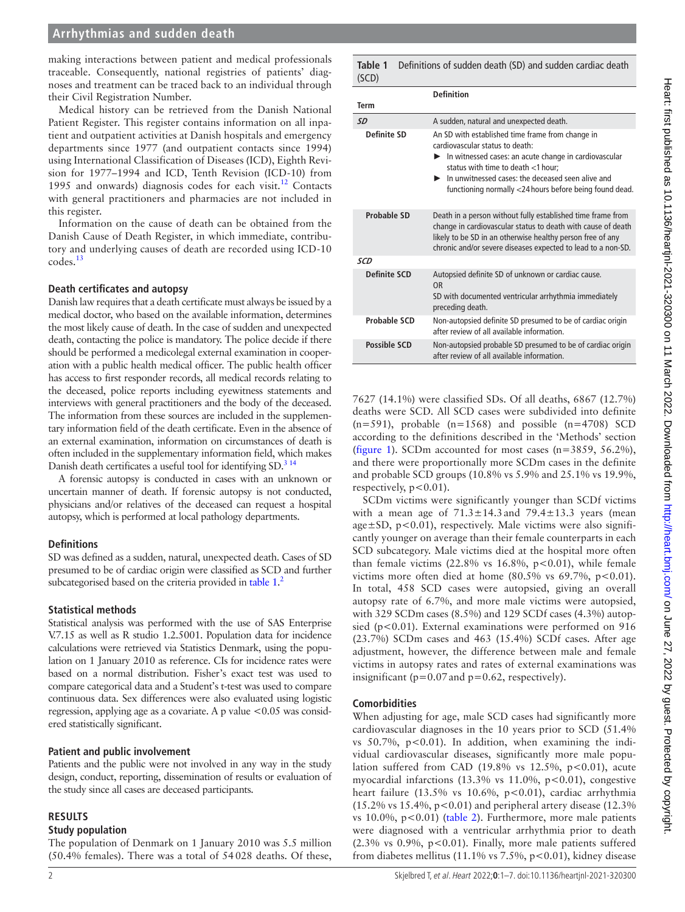making interactions between patient and medical professionals traceable. Consequently, national registries of patients' diagnoses and treatment can be traced back to an individual through their Civil Registration Number.

Medical history can be retrieved from the Danish National Patient Register. This register contains information on all inpatient and outpatient activities at Danish hospitals and emergency departments since 1977 (and outpatient contacts since 1994) using International Classification of Diseases (ICD), Eighth Revision for 1977–1994 and ICD, Tenth Revision (ICD-10) from 1995 and onwards) diagnosis codes for each visit.[12] Contacts with general practitioners and pharmacies are not included in this register.

Information on the cause of death can be obtained from the Danish Cause of Death Register, in which immediate, contributory and underlying causes of death are recorded using ICD-10 codes.[13]

### Death certificates and autopsy

Danish law requires that a death certificate must always be issued by a medical doctor, who based on the available information, determines the most likely cause of death. In the case of sudden and unexpected death, contacting the police is mandatory. The police decide if there should be performed a medicolegal external examination in cooperation with a public health medical officer. The public health officer has access to first responder records, all medical records relating to the deceased, police reports including eyewitness statements and interviews with general practitioners and the body of the deceased. The information from these sources are included in the supplementary information field of the death certificate. Even in the absence of an external examination, information on circumstances of death is often included in the supplementary information field, which makes Danish death certificates a useful tool for identifying SD.[3,14]

A forensic autopsy is conducted in cases with an unknown or uncertain manner of death. If forensic autopsy is not conducted, physicians and/or relatives of the deceased can request a hospital autopsy, which is performed at local pathology departments.

### Definitions

SD was defined as a sudden, natural, unexpected death. Cases of SD presumed to be of cardiac origin were classified as SCD and further subcategorised based on the criteria provided in table 1.[2]

**Table 1** Definitions of sudden death (SD) and sudden cardiac death (SCD)

| Term | Definition |
|---|---|
| ***SD*** | A sudden, natural and unexpected death. |
| **Definite SD** | An SD with established time frame from change in cardiovascular status to death:<br>► In witnessed cases: an acute change in cardiovascular status with time to death <1 hour;<br>► In unwitnessed cases: the deceased seen alive and functioning normally <24 hours before being found dead. |
| **Probable SD** | Death in a person without fully established time frame from change in cardiovascular status to death with cause of death likely to be SD in an otherwise healthy person free of any chronic and/or severe diseases expected to lead to a non-SD. |
| ***SCD*** | |
| **Definite SCD** | Autopsied definite SD of unknown or cardiac cause.<br>OR<br>SD with documented ventricular arrhythmia immediately preceding death. |
| **Probable SCD** | Non-autopsied definite SD presumed to be of cardiac origin after review of all available information. |
| **Possible SCD** | Non-autopsied probable SD presumed to be of cardiac origin after review of all available information. |

### Statistical methods

Statistical analysis was performed with the use of SAS Enterprise V.7.15 as well as R studio 1.2.5001. Population data for incidence calculations were retrieved via Statistics Denmark, using the population on 1 January 2010 as reference. CIs for incidence rates were based on a normal distribution. Fisher's exact test was used to compare categorical data and a Student's t-test was used to compare continuous data. Sex differences were also evaluated using logistic regression, applying age as a covariate. A p value $<0.05$ was considered statistically significant.

### Patient and public involvement

Patients and the public were not involved in any way in the study design, conduct, reporting, dissemination of results or evaluation of the study since all cases are deceased participants.

## RESULTS

### Study population

The population of Denmark on 1 January 2010 was 5.5 million (50.4% females). There was a total of 54 028 deaths. Of these, 7627 (14.1%) were classified SDs. Of all deaths, 6867 (12.7%) deaths were SCD. All SCD cases were subdivided into definite (n=591), probable (n=1568) and possible (n=4708) SCD according to the definitions described in the 'Methods' section (figure 1). SCDm accounted for most cases (n=3859, 56.2%), and there were proportionally more SCDm cases in the definite and probable SCD groups (10.8% vs 5.9% and 25.1% vs 19.9%, respectively, $p<0.01$).

SCDm victims were significantly younger than SCDf victims with a mean age of 71.3±14.3 and 79.4±13.3 years (mean age±SD, $p<0.01$), respectively. Male victims were also significantly younger on average than their female counterparts in each SCD subcategory. Male victims died at the hospital more often than female victims (22.8% vs 16.8%, $p<0.01$), while female victims more often died at home (80.5% vs 69.7%, $p<0.01$). In total, 458 SCD cases were autopsied, giving an overall autopsy rate of 6.7%, and more male victims were autopsied, with 329 SCDm cases (8.5%) and 129 SCDf cases (4.3%) autopsied ($p<0.01$). External examinations were performed on 916 (23.7%) SCDm cases and 463 (15.4%) SCDf cases. After age adjustment, however, the difference between male and female victims in autopsy rates and rates of external examinations was insignificant ($p=0.07$ and $p=0.62$, respectively).

### Comorbidities

When adjusting for age, male SCD cases had significantly more cardiovascular diagnoses in the 10 years prior to SCD (51.4% vs 50.7%, $p<0.01$). In addition, when examining the individual cardiovascular diseases, significantly more male population suffered from CAD (19.8% vs 12.5%, $p<0.01$), acute myocardial infarctions (13.3% vs 11.0%, $p<0.01$), congestive heart failure (13.5% vs 10.6%, $p<0.01$), cardiac arrhythmia (15.2% vs 15.4%, $p<0.01$) and peripheral artery disease (12.3% vs 10.0%, $p<0.01$) (table 2). Furthermore, more male patients were diagnosed with a ventricular arrhythmia prior to death (2.3% vs 0.9%, $p<0.01$). Finally, more male patients suffered from diabetes mellitus (11.1% vs 7.5%, $p<0.01$), kidney disease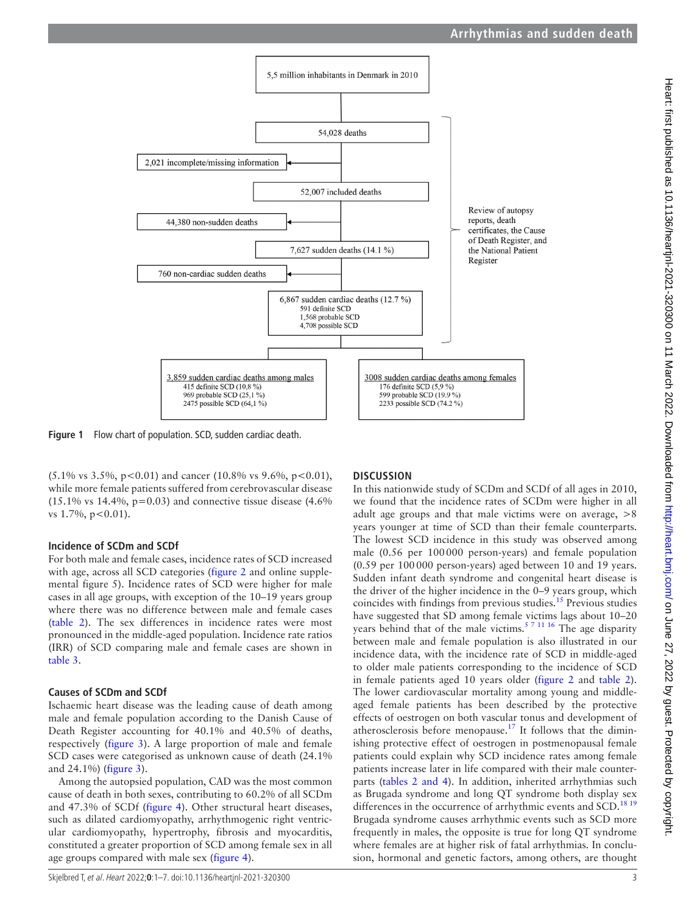5,5 million inhabitants in Denmark in 2010

54,028 deaths

2,021 incomplete/missing information

52,007 included deaths

44,380 non-sudden deaths

7,627 sudden deaths (14.1 %)

760 non-cardiac sudden deaths

6,867 sudden cardiac deaths (12.7 %)
591 definite SCD
1,568 probable SCD
4,708 possible SCD

Review of autopsy reports, death certificates, the Cause of Death Register, and the National Patient Register

3,859 sudden cardiac deaths among males
415 definite SCD (10,8 %)
969 probable SCD (25,1 %)
2475 possible SCD (64,1 %)

3008 sudden cardiac deaths among females
176 definite SCD (5,9 %)
599 probable SCD (19.9 %)
2233 possible SCD (74.2 %)

**Figure 1** Flow chart of population. SCD, sudden cardiac death.

(5.1% vs 3.5%, p<0.01) and cancer (10.8% vs 9.6%, p<0.01), while more female patients suffered from cerebrovascular disease (15.1% vs 14.4%, p=0.03) and connective tissue disease (4.6% vs 1.7%, p<0.01).

### Incidence of SCDm and SCDf

For both male and female cases, incidence rates of SCD increased with age, across all SCD categories (figure 2 and online supplemental figure 5). Incidence rates of SCD were higher for male cases in all age groups, with exception of the 10–19 years group where there was no difference between male and female cases (table 2). The sex differences in incidence rates were most pronounced in the middle-aged population. Incidence rate ratios (IRR) of SCD comparing male and female cases are shown in table 3.

### Causes of SCDm and SCDf

Ischaemic heart disease was the leading cause of death among male and female population according to the Danish Cause of Death Register accounting for 40.1% and 40.5% of deaths, respectively (figure 3). A large proportion of male and female SCD cases were categorised as unknown cause of death (24.1% and 24.1%) (figure 3).

Among the autopsied population, CAD was the most common cause of death in both sexes, contributing to 60.2% of all SCDm and 47.3% of SCDf (figure 4). Other structural heart diseases, such as dilated cardiomyopathy, arrhythmogenic right ventricular cardiomyopathy, hypertrophy, fibrosis and myocarditis, constituted a greater proportion of SCD among female sex in all age groups compared with male sex (figure 4).

## DISCUSSION

In this nationwide study of SCDm and SCDf of all ages in 2010, we found that the incidence rates of SCDm were higher in all adult age groups and that male victims were on average, >8 years younger at time of SCD than their female counterparts. The lowest SCD incidence in this study was observed among male (0.56 per 100 000 person-years) and female population (0.59 per 100 000 person-years) aged between 10 and 19 years. Sudden infant death syndrome and congenital heart disease is the driver of the higher incidence in the 0–9 years group, which coincides with findings from previous studies.[15] Previous studies have suggested that SD among female victims lags about 10–20 years behind that of the male victims.[5 7 11 16] The age disparity between male and female population is also illustrated in our incidence data, with the incidence rate of SCD in middle-aged to older male patients corresponding to the incidence of SCD in female patients aged 10 years older (figure 2 and table 2). The lower cardiovascular mortality among young and middle-aged female patients has been described by the protective effects of oestrogen on both vascular tonus and development of atherosclerosis before menopause.[17] It follows that the diminishing protective effect of oestrogen in postmenopausal female patients could explain why SCD incidence rates among female patients increase later in life compared with their male counterparts (tables 2 and 4). In addition, inherited arrhythmias such as Brugada syndrome and long QT syndrome both display sex differences in the occurrence of arrhythmic events and SCD.[18 19] Brugada syndrome causes arrhythmic events such as SCD more frequently in males, the opposite is true for long QT syndrome where females are at higher risk of fatal arrhythmias. In conclusion, hormonal and genetic factors, among others, are thought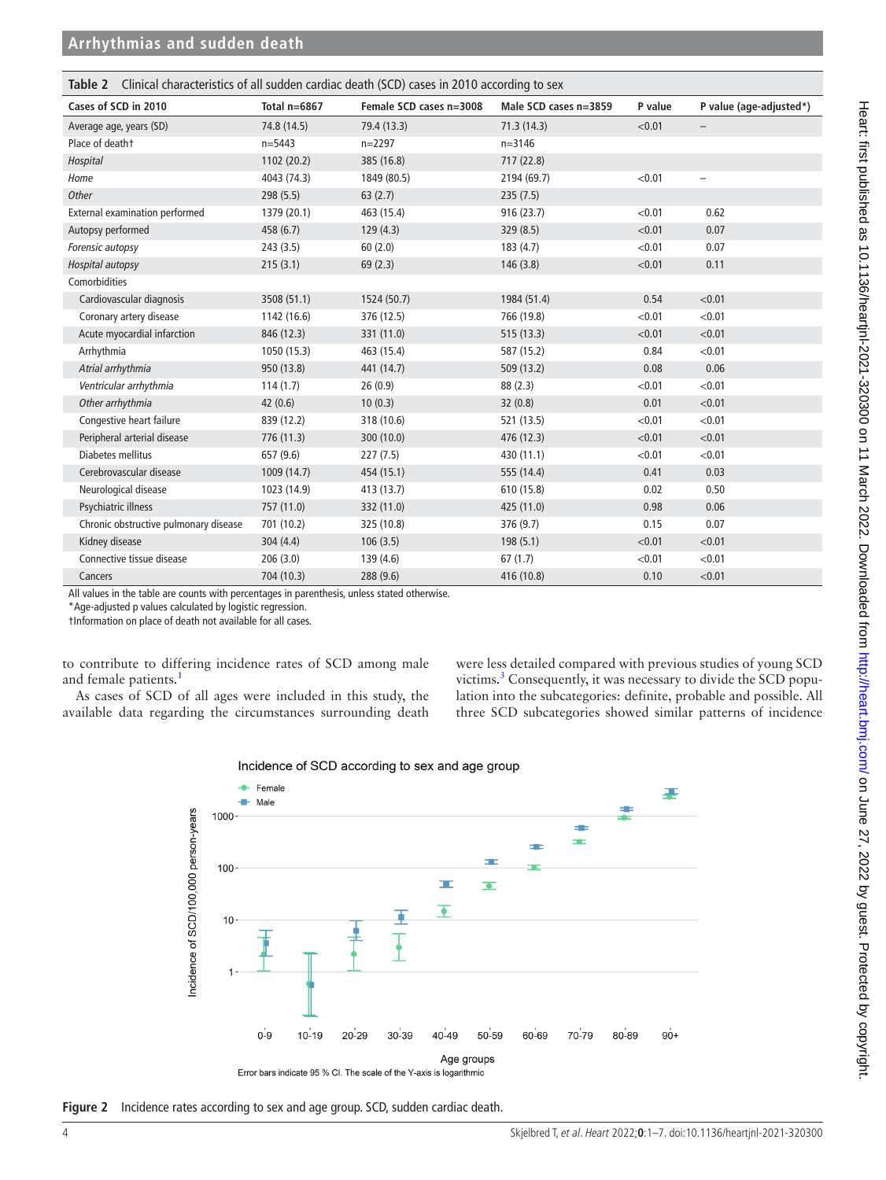**Table 2** Clinical characteristics of all sudden cardiac death (SCD) cases in 2010 according to sex

| Cases of SCD in 2010 | Total n=6867 | Female SCD cases n=3008 | Male SCD cases n=3859 | P value | P value (age-adjusted*) |
|---|---|---|---|---|---|
| Average age, years (SD) | 74.8 (14.5) | 79.4 (13.3) | 71.3 (14.3) | <0.01 | – |
| Place of death† | n=5443 | n=2297 | n=3146 | | |
| *Hospital* | 1102 (20.2) | 385 (16.8) | 717 (22.8) | | |
| *Home* | 4043 (74.3) | 1849 (80.5) | 2194 (69.7) | <0.01 | – |
| *Other* | 298 (5.5) | 63 (2.7) | 235 (7.5) | | |
| External examination performed | 1379 (20.1) | 463 (15.4) | 916 (23.7) | <0.01 | 0.62 |
| Autopsy performed | 458 (6.7) | 129 (4.3) | 329 (8.5) | <0.01 | 0.07 |
| *Forensic autopsy* | 243 (3.5) | 60 (2.0) | 183 (4.7) | <0.01 | 0.07 |
| *Hospital autopsy* | 215 (3.1) | 69 (2.3) | 146 (3.8) | <0.01 | 0.11 |
| Comorbidities | | | | | |
| Cardiovascular diagnosis | 3508 (51.1) | 1524 (50.7) | 1984 (51.4) | 0.54 | <0.01 |
| Coronary artery disease | 1142 (16.6) | 376 (12.5) | 766 (19.8) | <0.01 | <0.01 |
| Acute myocardial infarction | 846 (12.3) | 331 (11.0) | 515 (13.3) | <0.01 | <0.01 |
| Arrhythmia | 1050 (15.3) | 463 (15.4) | 587 (15.2) | 0.84 | <0.01 |
| *Atrial arrhythmia* | 950 (13.8) | 441 (14.7) | 509 (13.2) | 0.08 | 0.06 |
| *Ventricular arrhythmia* | 114 (1.7) | 26 (0.9) | 88 (2.3) | <0.01 | <0.01 |
| *Other arrhythmia* | 42 (0.6) | 10 (0.3) | 32 (0.8) | 0.01 | <0.01 |
| Congestive heart failure | 839 (12.2) | 318 (10.6) | 521 (13.5) | <0.01 | <0.01 |
| Peripheral arterial disease | 776 (11.3) | 300 (10.0) | 476 (12.3) | <0.01 | <0.01 |
| Diabetes mellitus | 657 (9.6) | 227 (7.5) | 430 (11.1) | <0.01 | <0.01 |
| Cerebrovascular disease | 1009 (14.7) | 454 (15.1) | 555 (14.4) | 0.41 | 0.03 |
| Neurological disease | 1023 (14.9) | 413 (13.7) | 610 (15.8) | 0.02 | 0.50 |
| Psychiatric illness | 757 (11.0) | 332 (11.0) | 425 (11.0) | 0.98 | 0.06 |
| Chronic obstructive pulmonary disease | 701 (10.2) | 325 (10.8) | 376 (9.7) | 0.15 | 0.07 |
| Kidney disease | 304 (4.4) | 106 (3.5) | 198 (5.1) | <0.01 | <0.01 |
| Connective tissue disease | 206 (3.0) | 139 (4.6) | 67 (1.7) | <0.01 | <0.01 |
| Cancers | 704 (10.3) | 288 (9.6) | 416 (10.8) | 0.10 | <0.01 |

All values in the table are counts with percentages in parenthesis, unless stated otherwise.
*Age-adjusted p values calculated by logistic regression.
†Information on place of death not available for all cases.

to contribute to differing incidence rates of SCD among male and female patients.[1]

As cases of SCD of all ages were included in this study, the available data regarding the circumstances surrounding death were less detailed compared with previous studies of young SCD victims.[3] Consequently, it was necessary to divide the SCD population into the subcategories: definite, probable and possible. All three SCD subcategories showed similar patterns of incidence

**Figure 2** Incidence rates according to sex and age group. SCD, sudden cardiac death.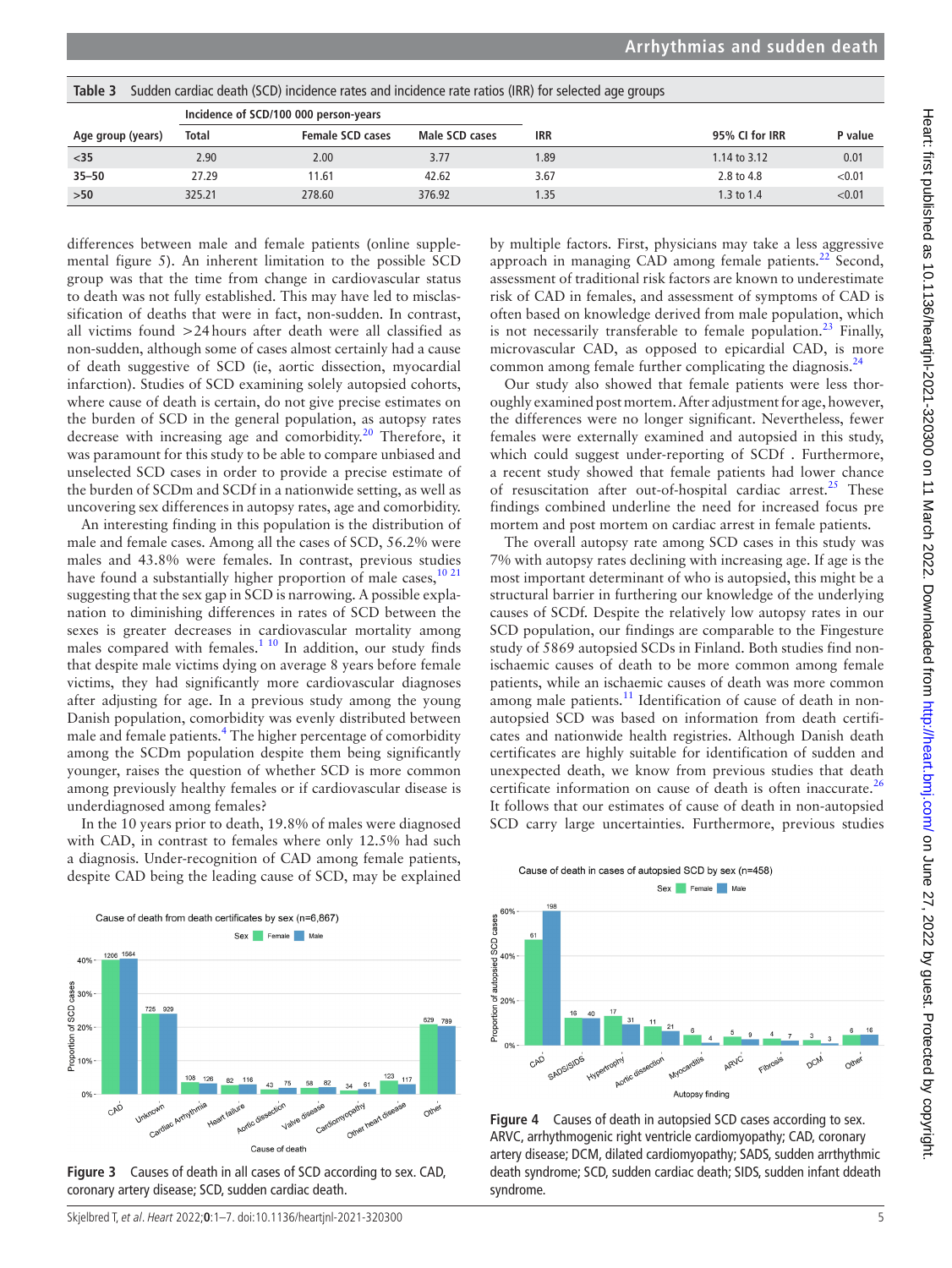**Table 3** Sudden cardiac death (SCD) incidence rates and incidence rate ratios (IRR) for selected age groups

| | Incidence of SCD/100 000 person-years | | | | | |
|---|---|---|---|---|---|---|
| Age group (years) | Total | Female SCD cases | Male SCD cases | IRR | 95% CI for IRR | P value |
| <35 | 2.90 | 2.00 | 3.77 | 1.89 | 1.14 to 3.12 | 0.01 |
| 35–50 | 27.29 | 11.61 | 42.62 | 3.67 | 2.8 to 4.8 | <0.01 |
| >50 | 325.21 | 278.60 | 376.92 | 1.35 | 1.3 to 1.4 | <0.01 |

differences between male and female patients (online supplemental figure 5). An inherent limitation to the possible SCD group was that the time from change in cardiovascular status to death was not fully established. This may have led to misclassification of deaths that were in fact, non-sudden. In contrast, all victims found >24 hours after death were all classified as non-sudden, although some of cases almost certainly had a cause of death suggestive of SCD (ie, aortic dissection, myocardial infarction). Studies of SCD examining solely autopsied cohorts, where cause of death is certain, do not give precise estimates on the burden of SCD in the general population, as autopsy rates decrease with increasing age and comorbidity.[20] Therefore, it was paramount for this study to be able to compare unbiased and unselected SCD cases in order to provide a precise estimate of the burden of SCDm and SCDf in a nationwide setting, as well as uncovering sex differences in autopsy rates, age and comorbidity.

An interesting finding in this population is the distribution of male and female cases. Among all the cases of SCD, 56.2% were males and 43.8% were females. In contrast, previous studies have found a substantially higher proportion of male cases,[10 21] suggesting that the sex gap in SCD is narrowing. A possible explanation to diminishing differences in rates of SCD between the sexes is greater decreases in cardiovascular mortality among males compared with females.[1 10] In addition, our study finds that despite male victims dying on average 8 years before female victims, they had significantly more cardiovascular diagnoses after adjusting for age. In a previous study among the young Danish population, comorbidity was evenly distributed between male and female patients.[4] The higher percentage of comorbidity among the SCDm population despite them being significantly younger, raises the question of whether SCD is more common among previously healthy females or if cardiovascular disease is underdiagnosed among females?

In the 10 years prior to death, 19.8% of males were diagnosed with CAD, in contrast to females where only 12.5% had such a diagnosis. Under-recognition of CAD among female patients, despite CAD being the leading cause of SCD, may be explained by multiple factors. First, physicians may take a less aggressive approach in managing CAD among female patients.[22] Second, assessment of traditional risk factors are known to underestimate risk of CAD in females, and assessment of symptoms of CAD is often based on knowledge derived from male population, which is not necessarily transferable to female population.[23] Finally, microvascular CAD, as opposed to epicardial CAD, is more common among female further complicating the diagnosis.[24]

Our study also showed that female patients were less thoroughly examined post mortem. After adjustment for age, however, the differences were no longer significant. Nevertheless, fewer females were externally examined and autopsied in this study, which could suggest under-reporting of SCDf . Furthermore, a recent study showed that female patients had lower chance of resuscitation after out-of-hospital cardiac arrest.[25] These findings combined underline the need for increased focus pre mortem and post mortem on cardiac arrest in female patients.

The overall autopsy rate among SCD cases in this study was 7% with autopsy rates declining with increasing age. If age is the most important determinant of who is autopsied, this might be a structural barrier in furthering our knowledge of the underlying causes of SCDf. Despite the relatively low autopsy rates in our SCD population, our findings are comparable to the Fingesture study of 5869 autopsied SCDs in Finland. Both studies find non-ischaemic causes of death to be more common among female patients, while an ischaemic causes of death was more common among male patients.[11] Identification of cause of death in non-autopsied SCD was based on information from death certificates and nationwide health registries. Although Danish death certificates are highly suitable for identification of sudden and unexpected death, we know from previous studies that death certificate information on cause of death is often inaccurate.[26] It follows that our estimates of cause of death in non-autopsied SCD carry large uncertainties. Furthermore, previous studies

**Figure 3** Causes of death in all cases of SCD according to sex. CAD, coronary artery disease; SCD, sudden cardiac death.

**Figure 4** Causes of death in autopsied SCD cases according to sex. ARVC, arrhythmogenic right ventricle cardiomyopathy; CAD, coronary artery disease; DCM, dilated cardiomyopathy; SADS, sudden arrthythmic death syndrome; SCD, sudden cardiac death; SIDS, sudden infant ddeath syndrome.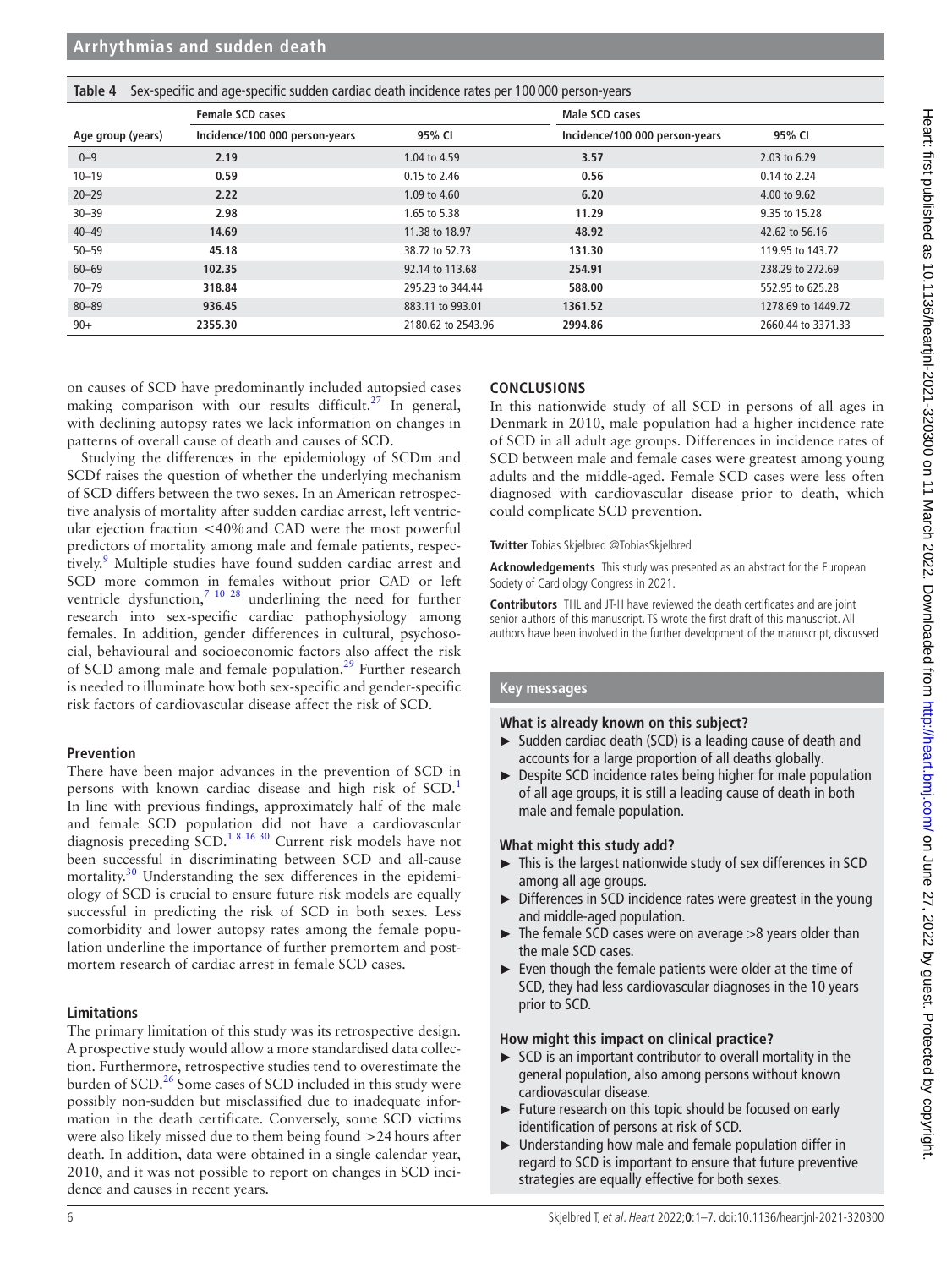**Table 4** Sex-specific and age-specific sudden cardiac death incidence rates per 100 000 person-years

| | Female SCD cases | | Male SCD cases | |
|---|---|---|---|---|
| Age group (years) | Incidence/100 000 person-years | 95% CI | Incidence/100 000 person-years | 95% CI |
| 0–9 | **2.19** | 1.04 to 4.59 | **3.57** | 2.03 to 6.29 |
| 10–19 | **0.59** | 0.15 to 2.46 | **0.56** | 0.14 to 2.24 |
| 20–29 | **2.22** | 1.09 to 4.60 | **6.20** | 4.00 to 9.62 |
| 30–39 | **2.98** | 1.65 to 5.38 | **11.29** | 9.35 to 15.28 |
| 40–49 | **14.69** | 11.38 to 18.97 | **48.92** | 42.62 to 56.16 |
| 50–59 | **45.18** | 38.72 to 52.73 | **131.30** | 119.95 to 143.72 |
| 60–69 | **102.35** | 92.14 to 113.68 | **254.91** | 238.29 to 272.69 |
| 70–79 | **318.84** | 295.23 to 344.44 | **588.00** | 552.95 to 625.28 |
| 80–89 | **936.45** | 883.11 to 993.01 | **1361.52** | 1278.69 to 1449.72 |
| 90+ | **2355.30** | 2180.62 to 2543.96 | **2994.86** | 2660.44 to 3371.33 |

on causes of SCD have predominantly included autopsied cases making comparison with our results difficult.[27] In general, with declining autopsy rates we lack information on changes in patterns of overall cause of death and causes of SCD.

Studying the differences in the epidemiology of SCDm and SCDf raises the question of whether the underlying mechanism of SCD differs between the two sexes. In an American retrospective analysis of mortality after sudden cardiac arrest, left ventricular ejection fraction <40% and CAD were the most powerful predictors of mortality among male and female patients, respectively.[9] Multiple studies have found sudden cardiac arrest and SCD more common in females without prior CAD or left ventricle dysfunction,[7 10 28] underlining the need for further research into sex-specific cardiac pathophysiology among females. In addition, gender differences in cultural, psychosocial, behavioural and socioeconomic factors also affect the risk of SCD among male and female population.[29] Further research is needed to illuminate how both sex-specific and gender-specific risk factors of cardiovascular disease affect the risk of SCD.

### Prevention

There have been major advances in the prevention of SCD in persons with known cardiac disease and high risk of SCD.[1] In line with previous findings, approximately half of the male and female SCD population did not have a cardiovascular diagnosis preceding SCD.[1 8 16 30] Current risk models have not been successful in discriminating between SCD and all-cause mortality.[30] Understanding the sex differences in the epidemiology of SCD is crucial to ensure future risk models are equally successful in predicting the risk of SCD in both sexes. Less comorbidity and lower autopsy rates among the female population underline the importance of further premortem and postmortem research of cardiac arrest in female SCD cases.

### Limitations

The primary limitation of this study was its retrospective design. A prospective study would allow a more standardised data collection. Furthermore, retrospective studies tend to overestimate the burden of SCD.[26] Some cases of SCD included in this study were possibly non-sudden but misclassified due to inadequate information in the death certificate. Conversely, some SCD victims were also likely missed due to them being found >24 hours after death. In addition, data were obtained in a single calendar year, 2010, and it was not possible to report on changes in SCD incidence and causes in recent years.

## CONCLUSIONS

In this nationwide study of all SCD in persons of all ages in Denmark in 2010, male population had a higher incidence rate of SCD in all adult age groups. Differences in incidence rates of SCD between male and female cases were greatest among young adults and the middle-aged. Female SCD cases were less often diagnosed with cardiovascular disease prior to death, which could complicate SCD prevention.

**Twitter** Tobias Skjelbred @TobiasSkjelbred

**Acknowledgements** This study was presented as an abstract for the European Society of Cardiology Congress in 2021.

**Contributors** THL and JT-H have reviewed the death certificates and are joint senior authors of this manuscript. TS wrote the first draft of this manuscript. All authors have been involved in the further development of the manuscript, discussed

### Key messages

**What is already known on this subject?**

- Sudden cardiac death (SCD) is a leading cause of death and accounts for a large proportion of all deaths globally.
- Despite SCD incidence rates being higher for male population of all age groups, it is still a leading cause of death in both male and female population.

**What might this study add?**

- This is the largest nationwide study of sex differences in SCD among all age groups.
- Differences in SCD incidence rates were greatest in the young and middle-aged population.
- The female SCD cases were on average >8 years older than the male SCD cases.
- Even though the female patients were older at the time of SCD, they had less cardiovascular diagnoses in the 10 years prior to SCD.

**How might this impact on clinical practice?**

- SCD is an important contributor to overall mortality in the general population, also among persons without known cardiovascular disease.
- Future research on this topic should be focused on early identification of persons at risk of SCD.
- Understanding how male and female population differ in regard to SCD is important to ensure that future preventive strategies are equally effective for both sexes.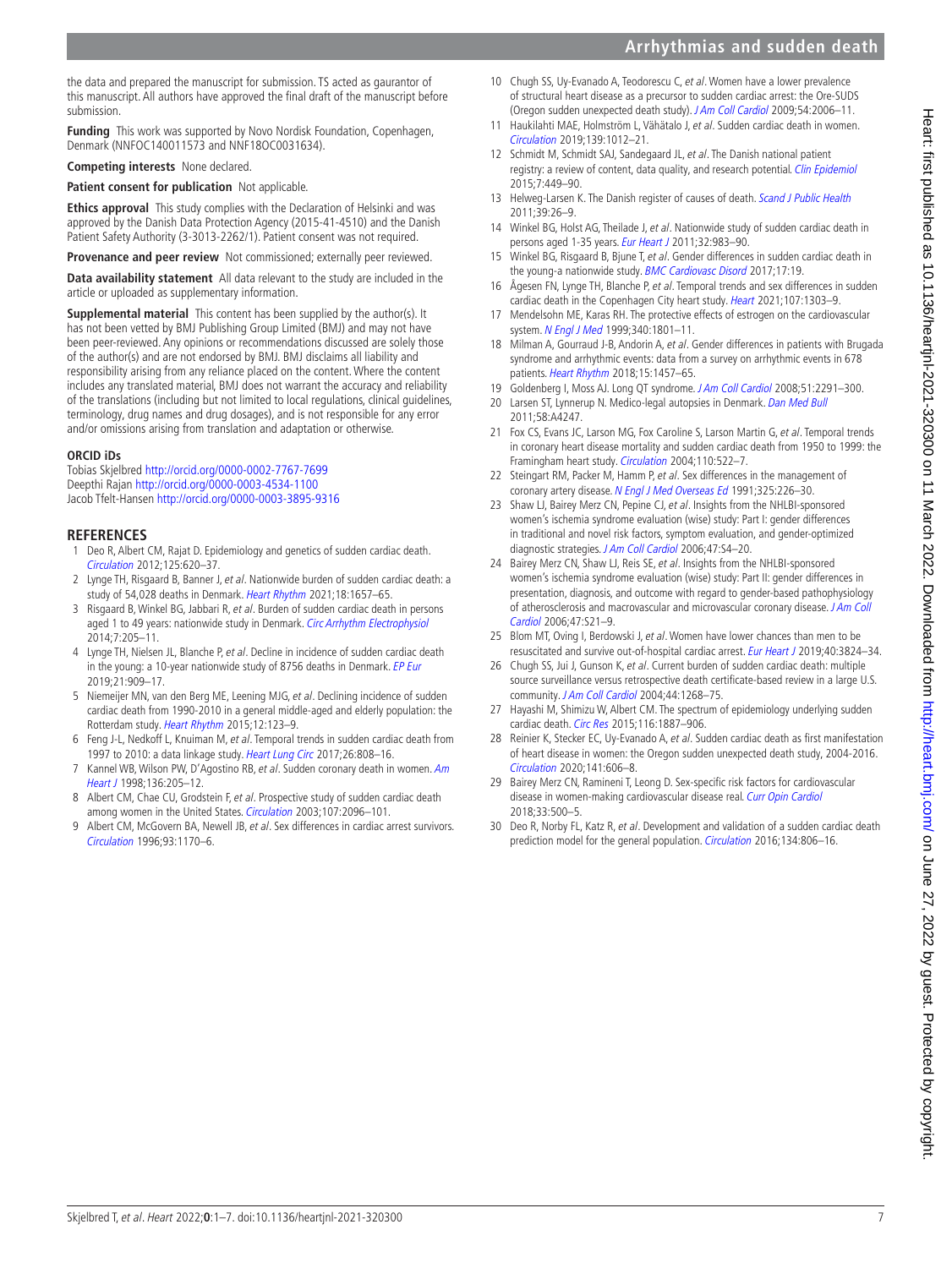the data and prepared the manuscript for submission. TS acted as gaurantor of this manuscript. All authors have approved the final draft of the manuscript before submission.

**Funding** This work was supported by Novo Nordisk Foundation, Copenhagen, Denmark (NNFOC140011573 and NNF18OC0031634).

**Competing interests** None declared.

**Patient consent for publication** Not applicable.

**Ethics approval** This study complies with the Declaration of Helsinki and was approved by the Danish Data Protection Agency (2015-41-4510) and the Danish Patient Safety Authority (3-3013-2262/1). Patient consent was not required.

**Provenance and peer review** Not commissioned; externally peer reviewed.

**Data availability statement** All data relevant to the study are included in the article or uploaded as supplementary information.

**Supplemental material** This content has been supplied by the author(s). It has not been vetted by BMJ Publishing Group Limited (BMJ) and may not have been peer-reviewed. Any opinions or recommendations discussed are solely those of the author(s) and are not endorsed by BMJ. BMJ disclaims all liability and responsibility arising from any reliance placed on the content. Where the content includes any translated material, BMJ does not warrant the accuracy and reliability of the translations (including but not limited to local regulations, clinical guidelines, terminology, drug names and drug dosages), and is not responsible for any error and/or omissions arising from translation and adaptation or otherwise.

**ORCID iDs**

Tobias Skjelbred http://orcid.org/0000-0002-7767-7699
Deepthi Rajan http://orcid.org/0000-0003-4534-1100
Jacob Tfelt-Hansen http://orcid.org/0000-0003-3895-9316

## REFERENCES

1. Deo R, Albert CM, Rajat D. Epidemiology and genetics of sudden cardiac death. *Circulation* 2012;125:620–37.
2. Lynge TH, Risgaard B, Banner J, *et al*. Nationwide burden of sudden cardiac death: a study of 54,028 deaths in Denmark. *Heart Rhythm* 2021;18:1657–65.
3. Risgaard B, Winkel BG, Jabbari R, *et al*. Burden of sudden cardiac death in persons aged 1 to 49 years: nationwide study in Denmark. *Circ Arrhythm Electrophysiol* 2014;7:205–11.
4. Lynge TH, Nielsen JL, Blanche P, *et al*. Decline in incidence of sudden cardiac death in the young: a 10-year nationwide study of 8756 deaths in Denmark. *EP Eur* 2019;21:909–17.
5. Niemeijer MN, van den Berg ME, Leening MJG, *et al*. Declining incidence of sudden cardiac death from 1990-2010 in a general middle-aged and elderly population: the Rotterdam study. *Heart Rhythm* 2015;12:123–9.
6. Feng J-L, Nedkoff L, Knuiman M, *et al*. Temporal trends in sudden cardiac death from 1997 to 2010: a data linkage study. *Heart Lung Circ* 2017;26:808–16.
7. Kannel WB, Wilson PW, D'Agostino RB, *et al*. Sudden coronary death in women. *Am Heart J* 1998;136:205–12.
8. Albert CM, Chae CU, Grodstein F, *et al*. Prospective study of sudden cardiac death among women in the United States. *Circulation* 2003;107:2096–101.
9. Albert CM, McGovern BA, Newell JB, *et al*. Sex differences in cardiac arrest survivors. *Circulation* 1996;93:1170–6.
10. Chugh SS, Uy-Evanado A, Teodorescu C, *et al*. Women have a lower prevalence of structural heart disease as a precursor to sudden cardiac arrest: the Ore-SUDS (Oregon sudden unexpected death study). *J Am Coll Cardiol* 2009;54:2006–11.
11. Haukilahti MAE, Holmström L, Vähätalo J, *et al*. Sudden cardiac death in women. *Circulation* 2019;139:1012–21.
12. Schmidt M, Schmidt SAJ, Sandegaard JL, *et al*. The Danish national patient registry: a review of content, data quality, and research potential. *Clin Epidemiol* 2015;7:449–90.
13. Helweg-Larsen K. The Danish register of causes of death. *Scand J Public Health* 2011;39:26–9.
14. Winkel BG, Holst AG, Theilade J, *et al*. Nationwide study of sudden cardiac death in persons aged 1-35 years. *Eur Heart J* 2011;32:983–90.
15. Winkel BG, Risgaard B, Bjune T, *et al*. Gender differences in sudden cardiac death in the young-a nationwide study. *BMC Cardiovasc Disord* 2017;17:19.
16. Ågesen FN, Lynge TH, Blanche P, *et al*. Temporal trends and sex differences in sudden cardiac death in the Copenhagen City heart study. *Heart* 2021;107:1303–9.
17. Mendelsohn ME, Karas RH. The protective effects of estrogen on the cardiovascular system. *N Engl J Med* 1999;340:1801–11.
18. Milman A, Gourraud J-B, Andorin A, *et al*. Gender differences in patients with Brugada syndrome and arrhythmic events: data from a survey on arrhythmic events in 678 patients. *Heart Rhythm* 2018;15:1457–65.
19. Goldenberg I, Moss AJ. Long QT syndrome. *J Am Coll Cardiol* 2008;51:2291–300.
20. Larsen ST, Lynnerup N. Medico-legal autopsies in Denmark. *Dan Med Bull* 2011;58:A4247.
21. Fox CS, Evans JC, Larson MG, Fox Caroline S, Larson Martin G, *et al*. Temporal trends in coronary heart disease mortality and sudden cardiac death from 1950 to 1999: the Framingham heart study. *Circulation* 2004;110:522–7.
22. Steingart RM, Packer M, Hamm P, *et al*. Sex differences in the management of coronary artery disease. *N Engl J Med Overseas Ed* 1991;325:226–30.
23. Shaw LJ, Bairey Merz CN, Pepine CJ, *et al*. Insights from the NHLBI-sponsored women's ischemia syndrome evaluation (wise) study: Part I: gender differences in traditional and novel risk factors, symptom evaluation, and gender-optimized diagnostic strategies. *J Am Coll Cardiol* 2006;47:S4–20.
24. Bairey Merz CN, Shaw LJ, Reis SE, *et al*. Insights from the NHLBI-sponsored women's ischemia syndrome evaluation (wise) study: Part II: gender differences in presentation, diagnosis, and outcome with regard to gender-based pathophysiology of atherosclerosis and macrovascular and microvascular coronary disease. *J Am Coll Cardiol* 2006;47:S21–9.
25. Blom MT, Oving I, Berdowski J, *et al*. Women have lower chances than men to be resuscitated and survive out-of-hospital cardiac arrest. *Eur Heart J* 2019;40:3824–34.
26. Chugh SS, Jui J, Gunson K, *et al*. Current burden of sudden cardiac death: multiple source surveillance versus retrospective death certificate-based review in a large U.S. community. *J Am Coll Cardiol* 2004;44:1268–75.
27. Hayashi M, Shimizu W, Albert CM. The spectrum of epidemiology underlying sudden cardiac death. *Circ Res* 2015;116:1887–906.
28. Reinier K, Stecker EC, Uy-Evanado A, *et al*. Sudden cardiac death as first manifestation of heart disease in women: the Oregon sudden unexpected death study, 2004-2016. *Circulation* 2020;141:606–8.
29. Bairey Merz CN, Ramineni T, Leong D. Sex-specific risk factors for cardiovascular disease in women-making cardiovascular disease real. *Curr Opin Cardiol* 2018;33:500–5.
30. Deo R, Norby FL, Katz R, *et al*. Development and validation of a sudden cardiac death prediction model for the general population. *Circulation* 2016;134:806–16.